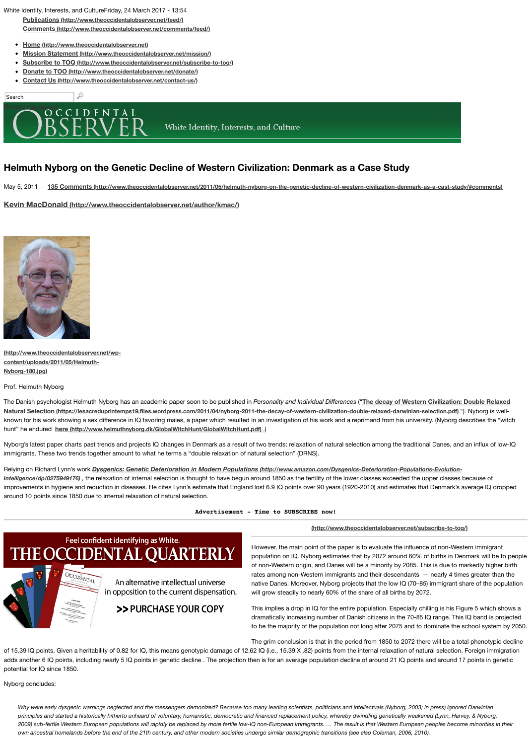White Identity, Interests, and CultureFriday, 24 March 2017 - 13:54

[Publications (http://www.theoccidentalobserver.net/feed/)]
[Comments (http://www.theoccidentalobserver.net/comments/feed/)]

- Home (http://www.theoccidentalobserver.net)
- Mission Statement (http://www.theoccidentalobserver.net/mission/)
- Subscribe to TOQ (http://www.theoccidentalobserver.net/subscribe-to-toq/)
- Donate to TOO (http://www.theoccidentalobserver.net/donate/)
- Contact Us (http://www.theoccidentalobserver.net/contact-us/)

Search

OCCIDENTAL OBSERVER White Identity, Interests, and Culture

# Helmuth Nyborg on the Genetic Decline of Western Civilization: Denmark as a Case Study

May 5, 2011 — 135 Comments (http://www.theoccidentalobserver.net/2011/05/helmuth-nyborg-on-the-genetic-decline-of-western-civilization-denmark-as-a-cast-study/#comments)

Kevin MacDonald (http://www.theoccidentalobserver.net/author/kmac/)

(http://www.theoccidentalobserver.net/wp-content/uploads/2011/05/Helmuth-Nyborg-180.jpg)

Prof. Helmuth Nyborg

The Danish psychologist Helmuth Nyborg has an academic paper soon to be published in *Personality and Individual Differences* ("**The decay of Western Civilization: Double Relaxed Natural Selection** (https://lesacreduprintemps19.files.wordpress.com/2011/04/nyborg-2011-the-decay-of-western-civilization-double-relaxed-darwinian-selection.pdf) "). Nyborg is well-known for his work showing a sex difference in IQ favoring males, a paper which resulted in an investigation of his work and a reprimand from his university. (Nyborg describes the "witch hunt" he endured **here** (http://www.helmuthnyborg.dk/GlobalWitchHunt/GlobalWitchHunt.pdf) .)

Nyborg's latest paper charts past trends and projects IQ changes in Denmark as a result of two trends: relaxation of natural selection among the traditional Danes, and an influx of low-IQ immigrants. These two trends together amount to what he terms a "double relaxation of natural selection" (DRNS).

Relying on Richard Lynn's work ***Dysgenics: Genetic Deterioration in Modern Populations*** (http://www.amazon.com/Dysgenics-Deterioration-Populations-Evolution-Intelligence/dp/0275949176) , the relaxation of internal selection is thought to have begun around 1850 as the fertility of the lower classes exceeded the upper classes because of improvements in hygiene and reduction in diseases. He cites Lynn's estimate that England lost 6.9 IQ points over 90 years (1920-2010) and estimates that Denmark's average IQ dropped around 10 points since 1850 due to internal relaxation of natural selection.

Advertisement - Time to SUBSCRIBE now!

(http://www.theoccidentalobserver.net/subscribe-to-toq/)

Feel confident identifying as White. THE OCCIDENTAL QUARTERLY An alternative intellectual universe in opposition to the current dispensation. >> PURCHASE YOUR COPY

However, the main point of the paper is to evaluate the influence of non-Western immigrant population on IQ. Nyborg estimates that by 2072 around 60% of births in Denmark will be to people of non-Western origin, and Danes will be a minority by 2085. This is due to markedly higher birth rates among non-Western immigrants and their descendants — nearly 4 times greater than the native Danes. Moreover, Nyborg projects that the low IQ (70–85) immigrant share of the population will grow steadily to nearly 60% of the share of all births by 2072.

This implies a drop in IQ for the entire population. Especially chilling is his Figure 5 which shows a dramatically increasing number of Danish citizens in the 70-85 IQ range. This IQ band is projected to be the majority of the population not long after 2075 and to dominate the school system by 2050.

The grim conclusion is that in the period from 1850 to 2072 there will be a total phenotypic decline of 15.39 IQ points. Given a heritability of 0.82 for IQ, this means genotypic damage of 12.62 IQ (i.e., 15.39 X .82) points from the internal relaxation of natural selection. Foreign immigration adds another 6 IQ points, including nearly 5 IQ points in genetic decline . The projection then is for an average population decline of around 21 IQ points and around 17 points in genetic potential for IQ since 1850.

Nyborg concludes:

> *Why were early dysgenic warnings neglected and the messengers demonized? Because too many leading scientists, politicians and intellectuals (Nyborg, 2003; in press) ignored Darwinian principles and started a historically hitherto unheard of voluntary, humanistic, democratic and financed replacement policy, whereby dwindling genetically weakened (Lynn, Harvey, & Nyborg, 2009) sub-fertile Western European populations will rapidly be replaced by more fertile low-IQ non-European immigrants. … The result is that Western European peoples become minorities in their own ancestral homelands before the end of the 21th century, and other modern societies undergo similar demographic transitions (see also Coleman, 2006, 2010).*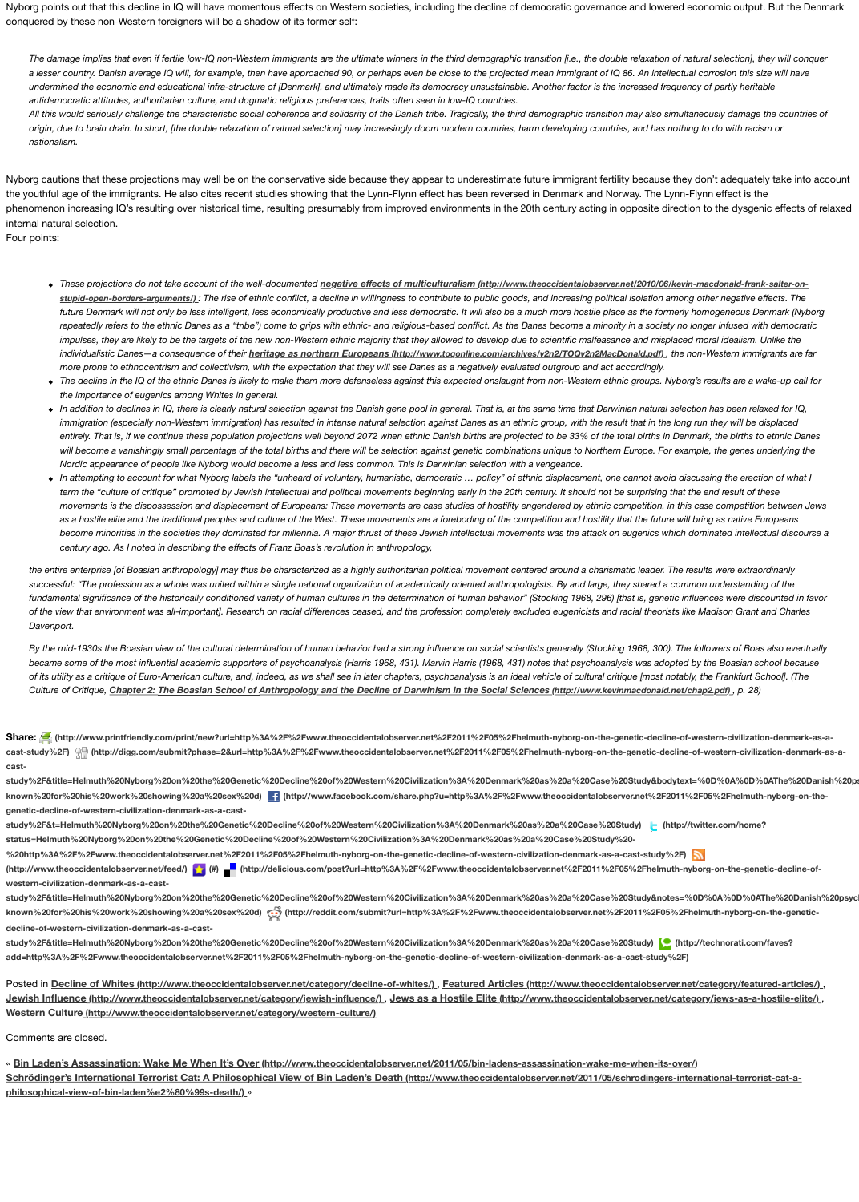Nyborg points out that this decline in IQ will have momentous effects on Western societies, including the decline of democratic governance and lowered economic output. But the Denmark conquered by these non-Western foreigners will be a shadow of its former self:

> *The damage implies that even if fertile low-IQ non-Western immigrants are the ultimate winners in the third demographic transition [i.e., the double relaxation of natural selection], they will conquer a lesser country. Danish average IQ will, for example, then have approached 90, or perhaps even be close to the projected mean immigrant of IQ 86. An intellectual corrosion this size will have undermined the economic and educational infra-structure of [Denmark], and ultimately made its democracy unsustainable. Another factor is the increased frequency of partly heritable antidemocratic attitudes, authoritarian culture, and dogmatic religious preferences, traits often seen in low-IQ countries.*
>
> *All this would seriously challenge the characteristic social coherence and solidarity of the Danish tribe. Tragically, the third demographic transition may also simultaneously damage the countries of origin, due to brain drain. In short, [the double relaxation of natural selection] may increasingly doom modern countries, harm developing countries, and has nothing to do with racism or nationalism.*

Nyborg cautions that these projections may well be on the conservative side because they appear to underestimate future immigrant fertility because they don't adequately take into account the youthful age of the immigrants. He also cites recent studies showing that the Lynn-Flynn effect has been reversed in Denmark and Norway. The Lynn-Flynn effect is the phenomenon increasing IQ's resulting over historical time, resulting presumably from improved environments in the 20th century acting in opposite direction to the dysgenic effects of relaxed internal natural selection.

Four points:

- *These projections do not take account of the well-documented* ***negative effects of multiculturalism (http://www.theoccidentalobserver.net/2010/06/kevin-macdonald-frank-salter-on-stupid-open-borders-arguments/)****: The rise of ethnic conflict, a decline in willingness to contribute to public goods, and increasing political isolation among other negative effects. The future Denmark will not only be less intelligent, less economically productive and less democratic. It will also be a much more hostile place as the formerly homogeneous Denmark (Nyborg repeatedly refers to the ethnic Danes as a "tribe") come to grips with ethnic- and religious-based conflict. As the Danes become a minority in a society no longer infused with democratic impulses, they are likely to be the targets of the new non-Western ethnic majority that they allowed to develop due to scientific malfeasance and misplaced moral idealism. Unlike the individualistic Danes—a consequence of their* ***heritage as northern Europeans (http://www.toqonline.com/archives/v2n2/TOQv2n2MacDonald.pdf)****, the non-Western immigrants are far more prone to ethnocentrism and collectivism, with the expectation that they will see Danes as a negatively evaluated outgroup and act accordingly.*
- *The decline in the IQ of the ethnic Danes is likely to make them more defenseless against this expected onslaught from non-Western ethnic groups. Nyborg's results are a wake-up call for the importance of eugenics among Whites in general.*
- *In addition to declines in IQ, there is clearly natural selection against the Danish gene pool in general. That is, at the same time that Darwinian natural selection has been relaxed for IQ, immigration (especially non-Western immigration) has resulted in intense natural selection against Danes as an ethnic group, with the result that in the long run they will be displaced entirely. That is, if we continue these population projections well beyond 2072 when ethnic Danish births are projected to be 33% of the total births in Denmark, the births to ethnic Danes will become a vanishingly small percentage of the total births and there will be selection against genetic combinations unique to Northern Europe. For example, the genes underlying the Nordic appearance of people like Nyborg would become a less and less common. This is Darwinian selection with a vengeance.*
- *In attempting to account for what Nyborg labels the "unheard of voluntary, humanistic, democratic … policy" of ethnic displacement, one cannot avoid discussing the erection of what I term the "culture of critique" promoted by Jewish intellectual and political movements beginning early in the 20th century. It should not be surprising that the end result of these movements is the dispossession and displacement of Europeans: These movements are case studies of hostility engendered by ethnic competition, in this case competition between Jews as a hostile elite and the traditional peoples and culture of the West. These movements are a foreboding of the competition and hostility that the future will bring as native Europeans become minorities in the societies they dominated for millennia. A major thrust of these Jewish intellectual movements was the attack on eugenics which dominated intellectual discourse a century ago. As I noted in describing the effects of Franz Boas's revolution in anthropology,*

> *the entire enterprise [of Boasian anthropology] may thus be characterized as a highly authoritarian political movement centered around a charismatic leader. The results were extraordinarily successful: "The profession as a whole was united within a single national organization of academically oriented anthropologists. By and large, they shared a common understanding of the fundamental significance of the historically conditioned variety of human cultures in the determination of human behavior" (Stocking 1968, 296) [that is, genetic influences were discounted in favor of the view that environment was all-important]. Research on racial differences ceased, and the profession completely excluded eugenicists and racial theorists like Madison Grant and Charles Davenport.*
>
> *By the mid-1930s the Boasian view of the cultural determination of human behavior had a strong influence on social scientists generally (Stocking 1968, 300). The followers of Boas also eventually became some of the most influential academic supporters of psychoanalysis (Harris 1968, 431). Marvin Harris (1968, 431) notes that psychoanalysis was adopted by the Boasian school because of its utility as a critique of Euro-American culture, and, indeed, as we shall see in later chapters, psychoanalysis is an ideal vehicle of cultural critique [most notably, the Frankfurt School]. (The Culture of Critique,* ***Chapter 2: The Boasian School of Anthropology and the Decline of Darwinism in the Social Sciences (http://www.kevinmacdonald.net/chap2.pdf)****, p. 28)*

**Share:** (http://www.printfriendly.com/print/new?url=http%3A%2F%2Fwww.theoccidentalobserver.net%2F2011%2F05%2Fhelmuth-nyborg-on-the-genetic-decline-of-western-civilization-denmark-as-a-cast-study%2F) (http://digg.com/submit?phase=2&url=http%3A%2F%2Fwww.theoccidentalobserver.net%2F2011%2F05%2Fhelmuth-nyborg-on-the-genetic-decline-of-western-civilization-denmark-as-a-cast-study%2F&title=Helmuth%20Nyborg%20on%20the%20Genetic%20Decline%20of%20Western%20Civilization%3A%20Denmark%20as%20a%20Case%20Study&bodytext=%0D%0A%0D%0AThe%20Danish%20ps known%20for%20his%20work%20showing%20a%20sex%20d) (http://www.facebook.com/share.php?u=http%3A%2F%2Fwww.theoccidentalobserver.net%2F2011%2F05%2Fhelmuth-nyborg-on-the-genetic-decline-of-western-civilization-denmark-as-a-cast-study%2F&t=Helmuth%20Nyborg%20on%20the%20Genetic%20Decline%20of%20Western%20Civilization%3A%20Denmark%20as%20a%20Case%20Study) (http://twitter.com/home?status=Helmuth%20Nyborg%20on%20the%20Genetic%20Decline%20of%20Western%20Civilization%3A%20Denmark%20as%20a%20Case%20Study%20-%20http%3A%2F%2Fwww.theoccidentalobserver.net%2F2011%2F05%2Fhelmuth-nyborg-on-the-genetic-decline-of-western-civilization-denmark-as-a-cast-study%2F) (http://www.theoccidentalobserver.net/feed/) (#) (http://delicious.com/post?url=http%3A%2F%2Fwww.theoccidentalobserver.net%2F2011%2F05%2Fhelmuth-nyborg-on-the-genetic-decline-of-western-civilization-denmark-as-a-cast-study%2F&title=Helmuth%20Nyborg%20on%20the%20Genetic%20Decline%20of%20Western%20Civilization%3A%20Denmark%20as%20a%20Case%20Study&notes=%0D%0A%0D%0AThe%20Danish%20psyc known%20for%20his%20work%20showing%20a%20sex%20d) (http://reddit.com/submit?url=http%3A%2F%2Fwww.theoccidentalobserver.net%2F2011%2F05%2Fhelmuth-nyborg-on-the-genetic-decline-of-western-civilization-denmark-as-a-cast-study%2F&title=Helmuth%20Nyborg%20on%20the%20Genetic%20Decline%20of%20Western%20Civilization%3A%20Denmark%20as%20a%20Case%20Study) (http://technorati.com/faves?add=http%3A%2F%2Fwww.theoccidentalobserver.net%2F2011%2F05%2Fhelmuth-nyborg-on-the-genetic-decline-of-western-civilization-denmark-as-a-cast-study%2F)

Posted in **Decline of Whites (http://www.theoccidentalobserver.net/category/decline-of-whites/)**, **Featured Articles (http://www.theoccidentalobserver.net/category/featured-articles/)**, **Jewish Influence (http://www.theoccidentalobserver.net/category/jewish-influence/)**, **Jews as a Hostile Elite (http://www.theoccidentalobserver.net/category/jews-as-a-hostile-elite/)**, **Western Culture (http://www.theoccidentalobserver.net/category/western-culture/)**

Comments are closed.

« **Bin Laden's Assassination: Wake Me When It's Over (http://www.theoccidentalobserver.net/2011/05/bin-ladens-assassination-wake-me-when-its-over/)**
**Schrödinger's International Terrorist Cat: A Philosophical View of Bin Laden's Death (http://www.theoccidentalobserver.net/2011/05/schrodingers-international-terrorist-cat-a-philosophical-view-of-bin-laden%e2%80%99s-death/)** »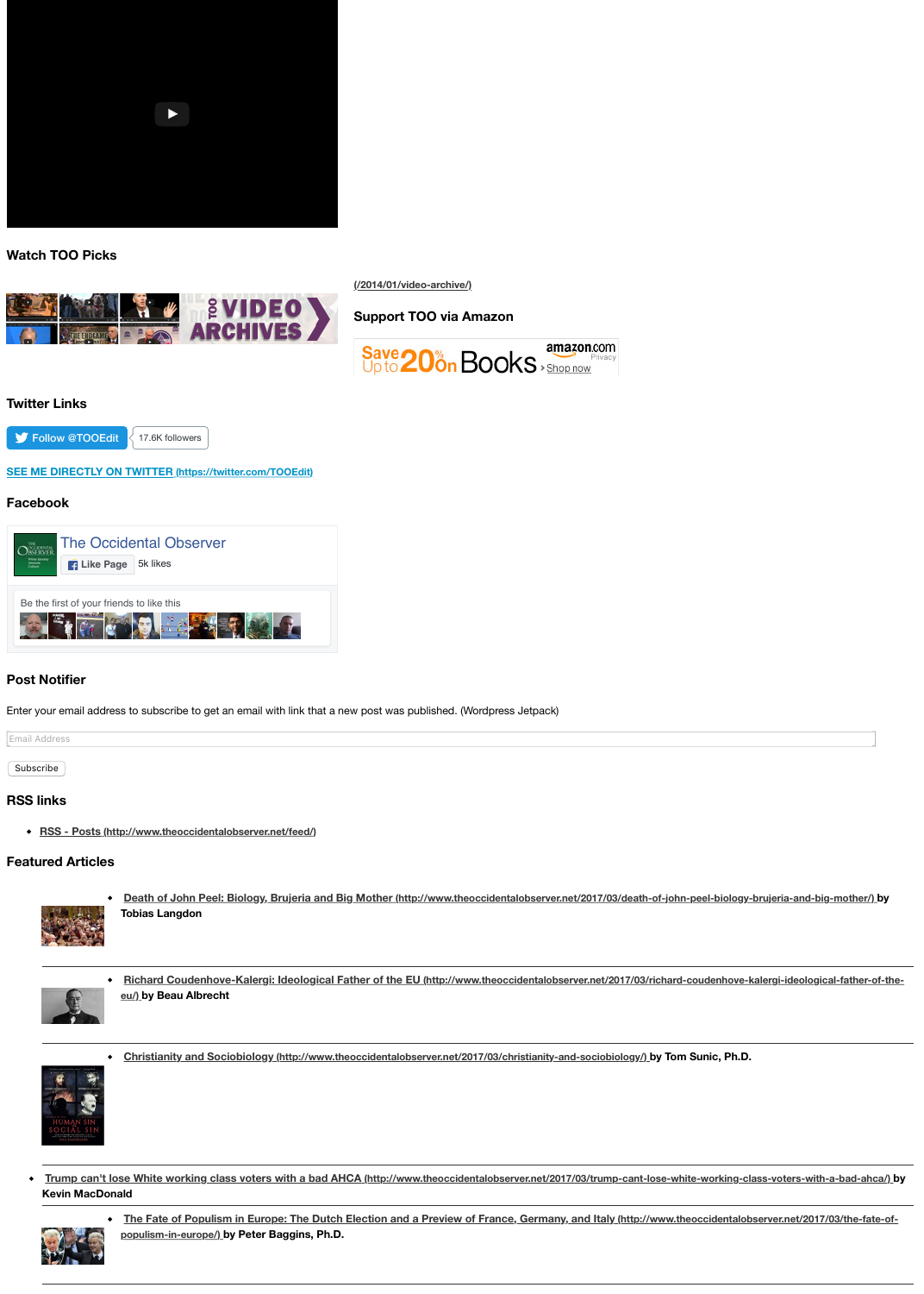## Watch TOO Picks

(/2014/01/video-archive/)

## Support TOO via Amazon

Save Up to 20% on Books › Shop now

## Twitter Links

Follow @TOOEdit 17.6K followers

**SEE ME DIRECTLY ON TWITTER (https://twitter.com/TOOEdit)**

## Facebook

The Occidental Observer

Like Page 5k likes

Be the first of your friends to like this

## Post Notifier

Enter your email address to subscribe to get an email with link that a new post was published. (Wordpress Jetpack)

Email Address

Subscribe

## RSS links

- RSS - Posts (http://www.theoccidentalobserver.net/feed/)

## Featured Articles

- **Death of John Peel: Biology, Brujeria and Big Mother (http://www.theoccidentalobserver.net/2017/03/death-of-john-peel-biology-brujeria-and-big-mother/) by Tobias Langdon**
- **Richard Coudenhove-Kalergi: Ideological Father of the EU (http://www.theoccidentalobserver.net/2017/03/richard-coudenhove-kalergi-ideological-father-of-the-eu/) by Beau Albrecht**
- **Christianity and Sociobiology (http://www.theoccidentalobserver.net/2017/03/christianity-and-sociobiology/) by Tom Sunic, Ph.D.**
- **Trump can't lose White working class voters with a bad AHCA (http://www.theoccidentalobserver.net/2017/03/trump-cant-lose-white-working-class-voters-with-a-bad-ahca/) by Kevin MacDonald**
- **The Fate of Populism in Europe: The Dutch Election and a Preview of France, Germany, and Italy (http://www.theoccidentalobserver.net/2017/03/the-fate-of-populism-in-europe/) by Peter Baggins, Ph.D.**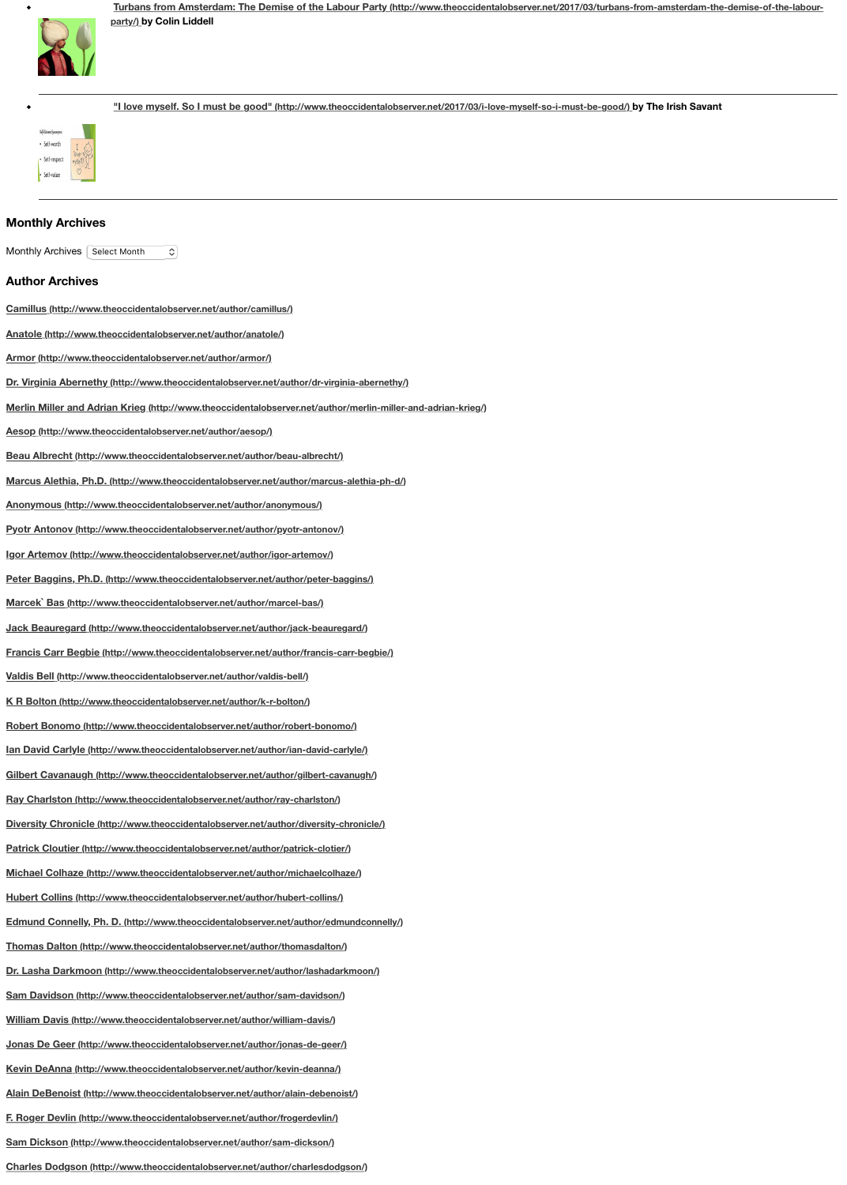- [Turbans from Amsterdam: The Demise of the Labour Party (http://www.theoccidentalobserver.net/2017/03/turbans-from-amsterdam-the-demise-of-the-labour-party/)](http://www.theoccidentalobserver.net/2017/03/turbans-from-amsterdam-the-demise-of-the-labour-party/) **by Colin Liddell**

- ["I love myself. So I must be good" (http://www.theoccidentalobserver.net/2017/03/i-love-myself-so-i-must-be-good/)](http://www.theoccidentalobserver.net/2017/03/i-love-myself-so-i-must-be-good/) **by The Irish Savant**

## Monthly Archives

Monthly Archives Select Month

## Author Archives

Camillus (http://www.theoccidentalobserver.net/author/camillus/)

Anatole (http://www.theoccidentalobserver.net/author/anatole/)

Armor (http://www.theoccidentalobserver.net/author/armor/)

Dr. Virginia Abernethy (http://www.theoccidentalobserver.net/author/dr-virginia-abernethy/)

Merlin Miller and Adrian Krieg (http://www.theoccidentalobserver.net/author/merlin-miller-and-adrian-krieg/)

Aesop (http://www.theoccidentalobserver.net/author/aesop/)

Beau Albrecht (http://www.theoccidentalobserver.net/author/beau-albrecht/)

Marcus Alethia, Ph.D. (http://www.theoccidentalobserver.net/author/marcus-alethia-ph-d/)

Anonymous (http://www.theoccidentalobserver.net/author/anonymous/)

Pyotr Antonov (http://www.theoccidentalobserver.net/author/pyotr-antonov/)

Igor Artemov (http://www.theoccidentalobserver.net/author/igor-artemov/)

Peter Baggins, Ph.D. (http://www.theoccidentalobserver.net/author/peter-baggins/)

Marcek` Bas (http://www.theoccidentalobserver.net/author/marcel-bas/)

Jack Beauregard (http://www.theoccidentalobserver.net/author/jack-beauregard/)

Francis Carr Begbie (http://www.theoccidentalobserver.net/author/francis-carr-begbie/)

Valdis Bell (http://www.theoccidentalobserver.net/author/valdis-bell/)

K R Bolton (http://www.theoccidentalobserver.net/author/k-r-bolton/)

Robert Bonomo (http://www.theoccidentalobserver.net/author/robert-bonomo/)

Ian David Carlyle (http://www.theoccidentalobserver.net/author/ian-david-carlyle/)

Gilbert Cavanaugh (http://www.theoccidentalobserver.net/author/gilbert-cavanugh/)

Ray Charlston (http://www.theoccidentalobserver.net/author/ray-charlston/)

Diversity Chronicle (http://www.theoccidentalobserver.net/author/diversity-chronicle/)

Patrick Cloutier (http://www.theoccidentalobserver.net/author/patrick-clotier/)

Michael Colhaze (http://www.theoccidentalobserver.net/author/michaelcolhaze/)

Hubert Collins (http://www.theoccidentalobserver.net/author/hubert-collins/)

Edmund Connelly, Ph. D. (http://www.theoccidentalobserver.net/author/edmundconnelly/)

Thomas Dalton (http://www.theoccidentalobserver.net/author/thomasdalton/)

Dr. Lasha Darkmoon (http://www.theoccidentalobserver.net/author/lashadarkmoon/)

Sam Davidson (http://www.theoccidentalobserver.net/author/sam-davidson/)

William Davis (http://www.theoccidentalobserver.net/author/william-davis/)

Jonas De Geer (http://www.theoccidentalobserver.net/author/jonas-de-geer/)

Kevin DeAnna (http://www.theoccidentalobserver.net/author/kevin-deanna/)

Alain DeBenoist (http://www.theoccidentalobserver.net/author/alain-debenoist/)

F. Roger Devlin (http://www.theoccidentalobserver.net/author/frogerdevlin/)

Sam Dickson (http://www.theoccidentalobserver.net/author/sam-dickson/)

Charles Dodgson (http://www.theoccidentalobserver.net/author/charlesdodgson/)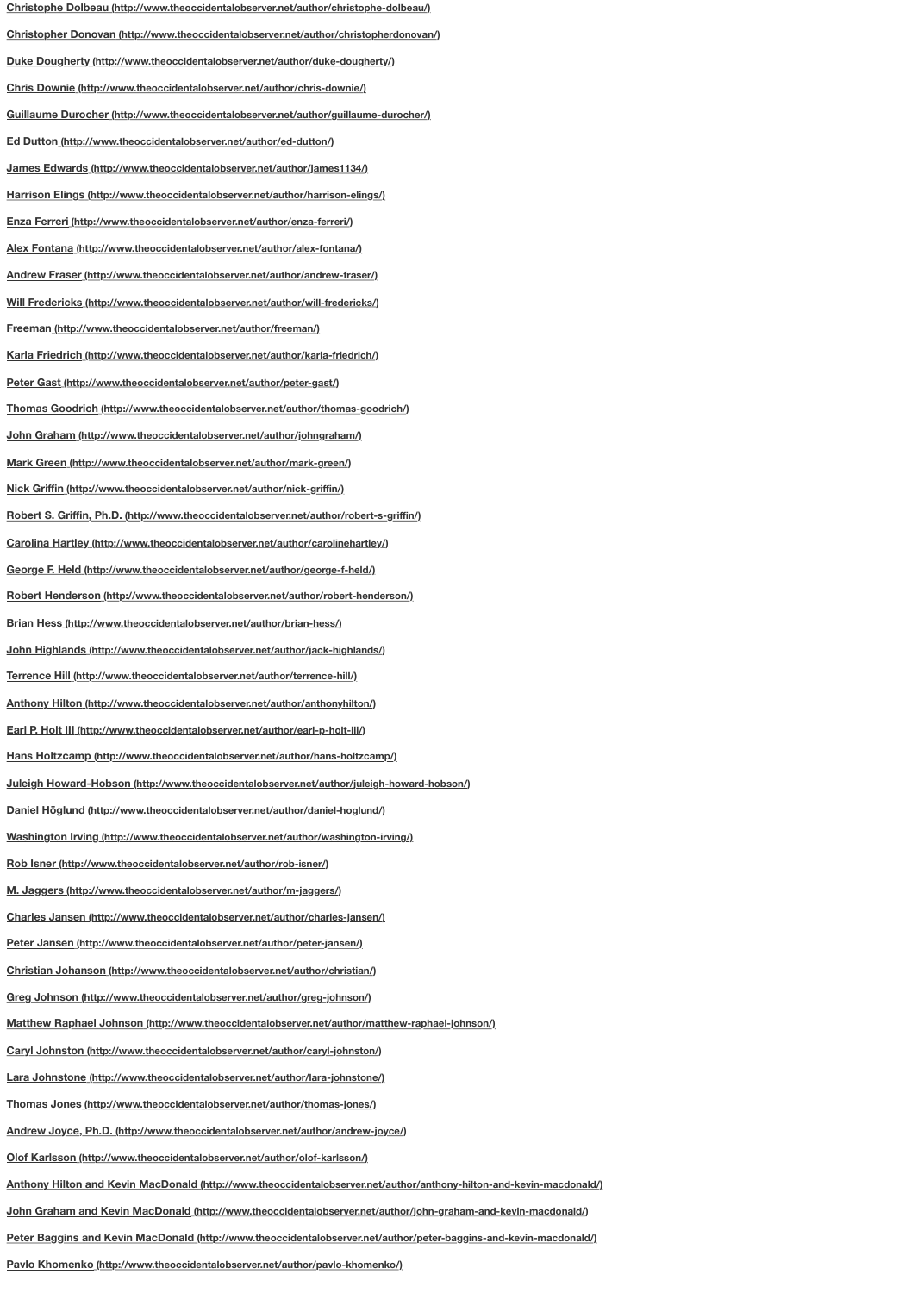**Christophe Dolbeau (http://www.theoccidentalobserver.net/author/christophe-dolbeau/)**

**Christopher Donovan (http://www.theoccidentalobserver.net/author/christopherdonovan/)**

**Duke Dougherty (http://www.theoccidentalobserver.net/author/duke-dougherty/)**

**Chris Downie (http://www.theoccidentalobserver.net/author/chris-downie/)**

**Guillaume Durocher (http://www.theoccidentalobserver.net/author/guillaume-durocher/)**

**Ed Dutton (http://www.theoccidentalobserver.net/author/ed-dutton/)**

**James Edwards (http://www.theoccidentalobserver.net/author/james1134/)**

**Harrison Elings (http://www.theoccidentalobserver.net/author/harrison-elings/)**

**Enza Ferreri (http://www.theoccidentalobserver.net/author/enza-ferreri/)**

**Alex Fontana (http://www.theoccidentalobserver.net/author/alex-fontana/)**

**Andrew Fraser (http://www.theoccidentalobserver.net/author/andrew-fraser/)**

**Will Fredericks (http://www.theoccidentalobserver.net/author/will-fredericks/)**

**Freeman (http://www.theoccidentalobserver.net/author/freeman/)**

**Karla Friedrich (http://www.theoccidentalobserver.net/author/karla-friedrich/)**

**Peter Gast (http://www.theoccidentalobserver.net/author/peter-gast/)**

**Thomas Goodrich (http://www.theoccidentalobserver.net/author/thomas-goodrich/)**

**John Graham (http://www.theoccidentalobserver.net/author/johngraham/)**

**Mark Green (http://www.theoccidentalobserver.net/author/mark-green/)**

**Nick Griffin (http://www.theoccidentalobserver.net/author/nick-griffin/)**

**Robert S. Griffin, Ph.D. (http://www.theoccidentalobserver.net/author/robert-s-griffin/)**

**Carolina Hartley (http://www.theoccidentalobserver.net/author/carolinehartley/)**

**George F. Held (http://www.theoccidentalobserver.net/author/george-f-held/)**

**Robert Henderson (http://www.theoccidentalobserver.net/author/robert-henderson/)**

**Brian Hess (http://www.theoccidentalobserver.net/author/brian-hess/)**

**John Highlands (http://www.theoccidentalobserver.net/author/jack-highlands/)**

**Terrence Hill (http://www.theoccidentalobserver.net/author/terrence-hill/)**

**Anthony Hilton (http://www.theoccidentalobserver.net/author/anthonyhilton/)**

**Earl P. Holt III (http://www.theoccidentalobserver.net/author/earl-p-holt-iii/)**

**Hans Holtzcamp (http://www.theoccidentalobserver.net/author/hans-holtzcamp/)**

**Juleigh Howard-Hobson (http://www.theoccidentalobserver.net/author/juleigh-howard-hobson/)**

**Daniel Höglund (http://www.theoccidentalobserver.net/author/daniel-hoglund/)**

**Washington Irving (http://www.theoccidentalobserver.net/author/washington-irving/)**

**Rob Isner (http://www.theoccidentalobserver.net/author/rob-isner/)**

**M. Jaggers (http://www.theoccidentalobserver.net/author/m-jaggers/)**

**Charles Jansen (http://www.theoccidentalobserver.net/author/charles-jansen/)**

**Peter Jansen (http://www.theoccidentalobserver.net/author/peter-jansen/)**

**Christian Johanson (http://www.theoccidentalobserver.net/author/christian/)**

**Greg Johnson (http://www.theoccidentalobserver.net/author/greg-johnson/)**

**Matthew Raphael Johnson (http://www.theoccidentalobserver.net/author/matthew-raphael-johnson/)**

**Caryl Johnston (http://www.theoccidentalobserver.net/author/caryl-johnston/)**

**Lara Johnstone (http://www.theoccidentalobserver.net/author/lara-johnstone/)**

**Thomas Jones (http://www.theoccidentalobserver.net/author/thomas-jones/)**

**Andrew Joyce, Ph.D. (http://www.theoccidentalobserver.net/author/andrew-joyce/)**

**Olof Karlsson (http://www.theoccidentalobserver.net/author/olof-karlsson/)**

**Anthony Hilton and Kevin MacDonald (http://www.theoccidentalobserver.net/author/anthony-hilton-and-kevin-macdonald/)**

**John Graham and Kevin MacDonald (http://www.theoccidentalobserver.net/author/john-graham-and-kevin-macdonald/)**

**Peter Baggins and Kevin MacDonald (http://www.theoccidentalobserver.net/author/peter-baggins-and-kevin-macdonald/)**

**Pavlo Khomenko (http://www.theoccidentalobserver.net/author/pavlo-khomenko/)**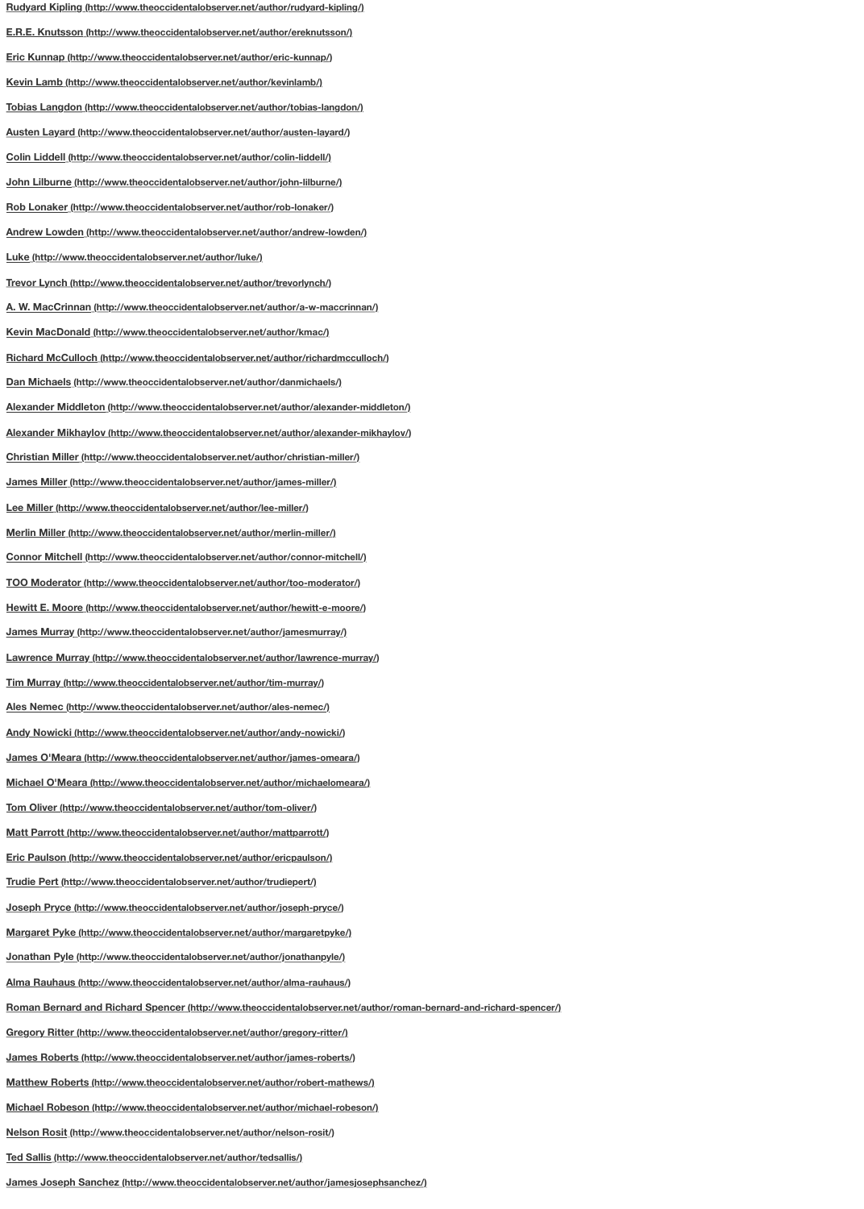**Rudyard Kipling** (http://www.theoccidentalobserver.net/author/rudyard-kipling/)

**E.R.E. Knutsson** (http://www.theoccidentalobserver.net/author/ereknutsson/)

**Eric Kunnap** (http://www.theoccidentalobserver.net/author/eric-kunnap/)

**Kevin Lamb** (http://www.theoccidentalobserver.net/author/kevinlamb/)

**Tobias Langdon** (http://www.theoccidentalobserver.net/author/tobias-langdon/)

**Austen Layard** (http://www.theoccidentalobserver.net/author/austen-layard/)

**Colin Liddell** (http://www.theoccidentalobserver.net/author/colin-liddell/)

**John Lilburne** (http://www.theoccidentalobserver.net/author/john-lilburne/)

**Rob Lonaker** (http://www.theoccidentalobserver.net/author/rob-lonaker/)

**Andrew Lowden** (http://www.theoccidentalobserver.net/author/andrew-lowden/)

**Luke** (http://www.theoccidentalobserver.net/author/luke/)

**Trevor Lynch** (http://www.theoccidentalobserver.net/author/trevorlynch/)

**A. W. MacCrinnan** (http://www.theoccidentalobserver.net/author/a-w-maccrinnan/)

**Kevin MacDonald** (http://www.theoccidentalobserver.net/author/kmac/)

**Richard McCulloch** (http://www.theoccidentalobserver.net/author/richardmcculloch/)

**Dan Michaels** (http://www.theoccidentalobserver.net/author/danmichaels/)

**Alexander Middleton** (http://www.theoccidentalobserver.net/author/alexander-middleton/)

**Alexander Mikhaylov** (http://www.theoccidentalobserver.net/author/alexander-mikhaylov/)

**Christian Miller** (http://www.theoccidentalobserver.net/author/christian-miller/)

**James Miller** (http://www.theoccidentalobserver.net/author/james-miller/)

**Lee Miller** (http://www.theoccidentalobserver.net/author/lee-miller/)

**Merlin Miller** (http://www.theoccidentalobserver.net/author/merlin-miller/)

**Connor Mitchell** (http://www.theoccidentalobserver.net/author/connor-mitchell/)

**TOO Moderator** (http://www.theoccidentalobserver.net/author/too-moderator/)

**Hewitt E. Moore** (http://www.theoccidentalobserver.net/author/hewitt-e-moore/)

**James Murray** (http://www.theoccidentalobserver.net/author/jamesmurray/)

**Lawrence Murray** (http://www.theoccidentalobserver.net/author/lawrence-murray/)

**Tim Murray** (http://www.theoccidentalobserver.net/author/tim-murray/)

**Ales Nemec** (http://www.theoccidentalobserver.net/author/ales-nemec/)

**Andy Nowicki** (http://www.theoccidentalobserver.net/author/andy-nowicki/)

**James O'Meara** (http://www.theoccidentalobserver.net/author/james-omeara/)

**Michael O'Meara** (http://www.theoccidentalobserver.net/author/michaelomeara/)

**Tom Oliver** (http://www.theoccidentalobserver.net/author/tom-oliver/)

**Matt Parrott** (http://www.theoccidentalobserver.net/author/mattparrott/)

**Eric Paulson** (http://www.theoccidentalobserver.net/author/ericpaulson/)

**Trudie Pert** (http://www.theoccidentalobserver.net/author/trudiepert/)

**Joseph Pryce** (http://www.theoccidentalobserver.net/author/joseph-pryce/)

**Margaret Pyke** (http://www.theoccidentalobserver.net/author/margaretpyke/)

**Jonathan Pyle** (http://www.theoccidentalobserver.net/author/jonathanpyle/)

**Alma Rauhaus** (http://www.theoccidentalobserver.net/author/alma-rauhaus/)

**Roman Bernard and Richard Spencer** (http://www.theoccidentalobserver.net/author/roman-bernard-and-richard-spencer/)

**Gregory Ritter** (http://www.theoccidentalobserver.net/author/gregory-ritter/)

**James Roberts** (http://www.theoccidentalobserver.net/author/james-roberts/)

**Matthew Roberts** (http://www.theoccidentalobserver.net/author/robert-mathews/)

**Michael Robeson** (http://www.theoccidentalobserver.net/author/michael-robeson/)

**Nelson Rosit** (http://www.theoccidentalobserver.net/author/nelson-rosit/)

**Ted Sallis** (http://www.theoccidentalobserver.net/author/tedsallis/)

**James Joseph Sanchez** (http://www.theoccidentalobserver.net/author/jamesjosephsanchez/)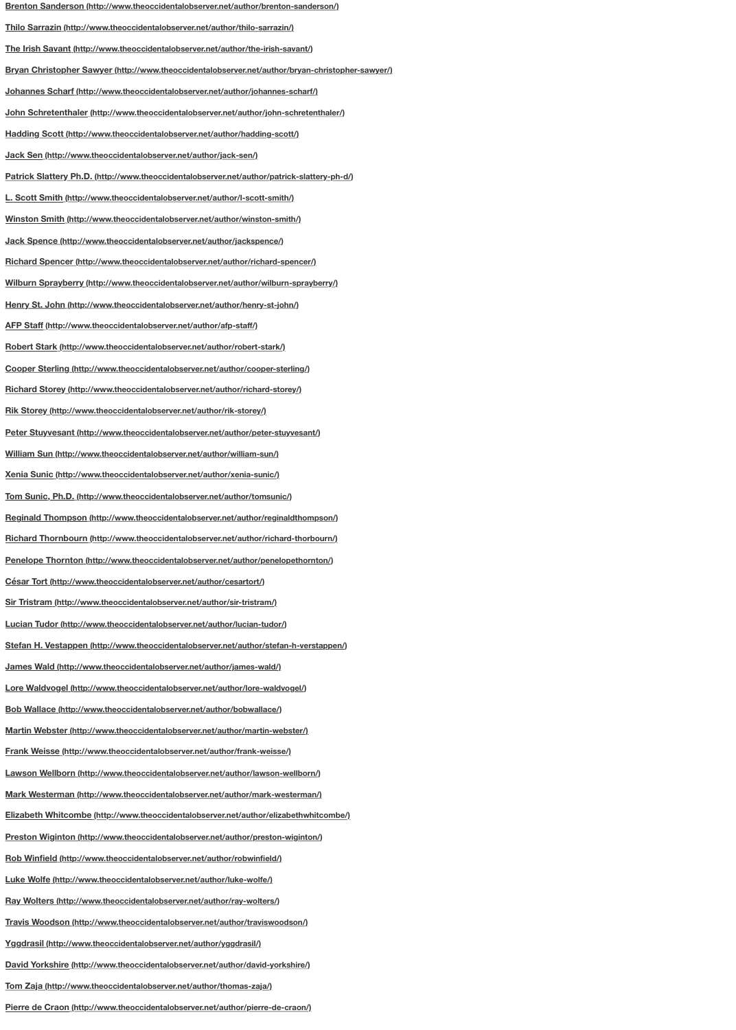Brenton Sanderson (http://www.theoccidentalobserver.net/author/brenton-sanderson/)

Thilo Sarrazin (http://www.theoccidentalobserver.net/author/thilo-sarrazin/)

The Irish Savant (http://www.theoccidentalobserver.net/author/the-irish-savant/)

Bryan Christopher Sawyer (http://www.theoccidentalobserver.net/author/bryan-christopher-sawyer/)

Johannes Scharf (http://www.theoccidentalobserver.net/author/johannes-scharf/)

John Schretenthaler (http://www.theoccidentalobserver.net/author/john-schretenthaler/)

Hadding Scott (http://www.theoccidentalobserver.net/author/hadding-scott/)

Jack Sen (http://www.theoccidentalobserver.net/author/jack-sen/)

Patrick Slattery Ph.D. (http://www.theoccidentalobserver.net/author/patrick-slattery-ph-d/)

L. Scott Smith (http://www.theoccidentalobserver.net/author/l-scott-smith/)

Winston Smith (http://www.theoccidentalobserver.net/author/winston-smith/)

Jack Spence (http://www.theoccidentalobserver.net/author/jackspence/)

Richard Spencer (http://www.theoccidentalobserver.net/author/richard-spencer/)

Wilburn Sprayberry (http://www.theoccidentalobserver.net/author/wilburn-sprayberry/)

Henry St. John (http://www.theoccidentalobserver.net/author/henry-st-john/)

AFP Staff (http://www.theoccidentalobserver.net/author/afp-staff/)

Robert Stark (http://www.theoccidentalobserver.net/author/robert-stark/)

Cooper Sterling (http://www.theoccidentalobserver.net/author/cooper-sterling/)

Richard Storey (http://www.theoccidentalobserver.net/author/richard-storey/)

Rik Storey (http://www.theoccidentalobserver.net/author/rik-storey/)

Peter Stuyvesant (http://www.theoccidentalobserver.net/author/peter-stuyvesant/)

William Sun (http://www.theoccidentalobserver.net/author/william-sun/)

Xenia Sunic (http://www.theoccidentalobserver.net/author/xenia-sunic/)

Tom Sunic, Ph.D. (http://www.theoccidentalobserver.net/author/tomsunic/)

Reginald Thompson (http://www.theoccidentalobserver.net/author/reginaldthompson/)

Richard Thornbourn (http://www.theoccidentalobserver.net/author/richard-thorbourn/)

Penelope Thornton (http://www.theoccidentalobserver.net/author/penelopethornton/)

César Tort (http://www.theoccidentalobserver.net/author/cesartort/)

Sir Tristram (http://www.theoccidentalobserver.net/author/sir-tristram/)

Lucian Tudor (http://www.theoccidentalobserver.net/author/lucian-tudor/)

Stefan H. Vestappen (http://www.theoccidentalobserver.net/author/stefan-h-verstappen/)

James Wald (http://www.theoccidentalobserver.net/author/james-wald/)

Lore Waldvogel (http://www.theoccidentalobserver.net/author/lore-waldvogel/)

Bob Wallace (http://www.theoccidentalobserver.net/author/bobwallace/)

Martin Webster (http://www.theoccidentalobserver.net/author/martin-webster/)

Frank Weisse (http://www.theoccidentalobserver.net/author/frank-weisse/)

Lawson Wellborn (http://www.theoccidentalobserver.net/author/lawson-wellborn/)

Mark Westerman (http://www.theoccidentalobserver.net/author/mark-westerman/)

Elizabeth Whitcombe (http://www.theoccidentalobserver.net/author/elizabethwhitcombe/)

Preston Wiginton (http://www.theoccidentalobserver.net/author/preston-wiginton/)

Rob Winfield (http://www.theoccidentalobserver.net/author/robwinfield/)

Luke Wolfe (http://www.theoccidentalobserver.net/author/luke-wolfe/)

Ray Wolters (http://www.theoccidentalobserver.net/author/ray-wolters/)

Travis Woodson (http://www.theoccidentalobserver.net/author/traviswoodson/)

Yggdrasil (http://www.theoccidentalobserver.net/author/yggdrasil/)

David Yorkshire (http://www.theoccidentalobserver.net/author/david-yorkshire/)

Tom Zaja (http://www.theoccidentalobserver.net/author/thomas-zaja/)

Pierre de Craon (http://www.theoccidentalobserver.net/author/pierre-de-craon/)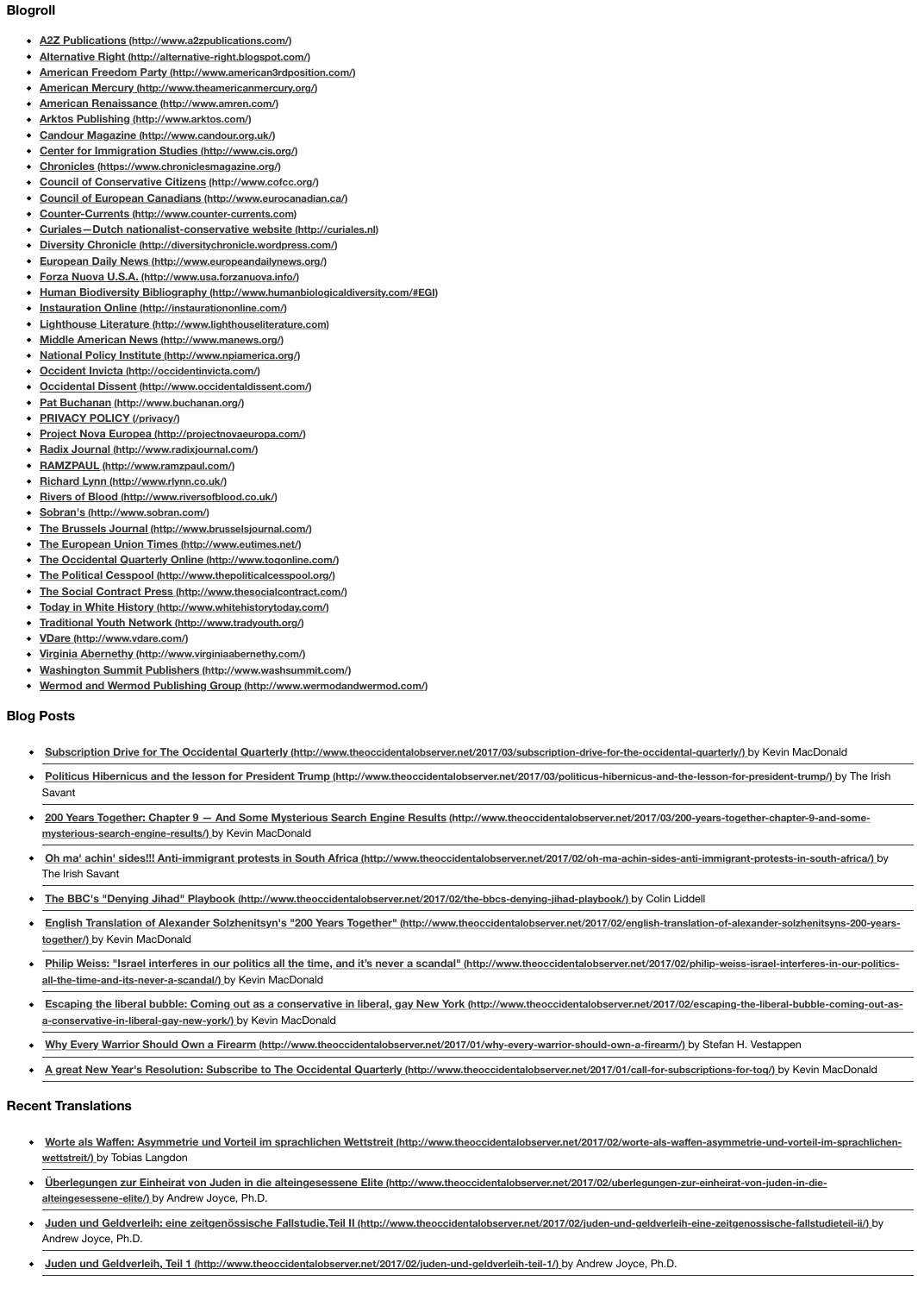## Blogroll

- **A2Z Publications (http://www.a2zpublications.com/)**
- **Alternative Right (http://alternative-right.blogspot.com/)**
- **American Freedom Party (http://www.american3rdposition.com/)**
- **American Mercury (http://www.theamericanmercury.org/)**
- **American Renaissance (http://www.amren.com/)**
- **Arktos Publishing (http://www.arktos.com/)**
- **Candour Magazine (http://www.candour.org.uk/)**
- **Center for Immigration Studies (http://www.cis.org/)**
- **Chronicles (https://www.chroniclesmagazine.org/)**
- **Council of Conservative Citizens (http://www.cofcc.org/)**
- **Council of European Canadians (http://www.eurocanadian.ca/)**
- **Counter-Currents (http://www.counter-currents.com)**
- **Curiales—Dutch nationalist-conservative website (http://curiales.nl)**
- **Diversity Chronicle (http://diversitychronicle.wordpress.com/)**
- **European Daily News (http://www.europeandailynews.org/)**
- **Forza Nuova U.S.A. (http://www.usa.forzanuova.info/)**
- **Human Biodiversity Bibliography (http://www.humanbiologicaldiversity.com/#EGI)**
- **Instauration Online (http://instaurationonline.com/)**
- **Lighthouse Literature (http://www.lighthouseliterature.com)**
- **Middle American News (http://www.manews.org/)**
- **National Policy Institute (http://www.npiamerica.org/)**
- **Occident Invicta (http://occidentinvicta.com/)**
- **Occidental Dissent (http://www.occidentaldissent.com/)**
- **Pat Buchanan (http://www.buchanan.org/)**
- **PRIVACY POLICY (/privacy/)**
- **Project Nova Europea (http://projectnovaeuropa.com/)**
- **Radix Journal (http://www.radixjournal.com/)**
- **RAMZPAUL (http://www.ramzpaul.com/)**
- **Richard Lynn (http://www.rlynn.co.uk/)**
- **Rivers of Blood (http://www.riversofblood.co.uk/)**
- **Sobran's (http://www.sobran.com/)**
- **The Brussels Journal (http://www.brusselsjournal.com/)**
- **The European Union Times (http://www.eutimes.net/)**
- **The Occidental Quarterly Online (http://www.toqonline.com/)**
- **The Political Cesspool (http://www.thepoliticalcesspool.org/)**
- **The Social Contract Press (http://www.thesocialcontract.com/)**
- **Today in White History (http://www.whitehistorytoday.com/)**
- **Traditional Youth Network (http://www.tradyouth.org/)**
- **VDare (http://www.vdare.com/)**
- **Virginia Abernethy (http://www.virginiaabernethy.com/)**
- **Washington Summit Publishers (http://www.washsummit.com/)**
- **Wermod and Wermod Publishing Group (http://www.wermodandwermod.com/)**

## Blog Posts

- **Subscription Drive for The Occidental Quarterly (http://www.theoccidentalobserver.net/2017/03/subscription-drive-for-the-occidental-quarterly/)** by Kevin MacDonald
- **Politicus Hibernicus and the lesson for President Trump (http://www.theoccidentalobserver.net/2017/03/politicus-hibernicus-and-the-lesson-for-president-trump/)** by The Irish Savant
- **200 Years Together: Chapter 9 — And Some Mysterious Search Engine Results (http://www.theoccidentalobserver.net/2017/03/200-years-together-chapter-9-and-some-mysterious-search-engine-results/)** by Kevin MacDonald
- **Oh ma' achin' sides!!! Anti-immigrant protests in South Africa (http://www.theoccidentalobserver.net/2017/02/oh-ma-achin-sides-anti-immigrant-protests-in-south-africa/)** by The Irish Savant
- **The BBC's "Denying Jihad" Playbook (http://www.theoccidentalobserver.net/2017/02/the-bbcs-denying-jihad-playbook/)** by Colin Liddell
- **English Translation of Alexander Solzhenitsyn's "200 Years Together" (http://www.theoccidentalobserver.net/2017/02/english-translation-of-alexander-solzhenitsyns-200-years-together/)** by Kevin MacDonald
- **Philip Weiss: "Israel interferes in our politics all the time, and it's never a scandal" (http://www.theoccidentalobserver.net/2017/02/philip-weiss-israel-interferes-in-our-politics-all-the-time-and-its-never-a-scandal/)** by Kevin MacDonald
- **Escaping the liberal bubble: Coming out as a conservative in liberal, gay New York (http://www.theoccidentalobserver.net/2017/02/escaping-the-liberal-bubble-coming-out-as-a-conservative-in-liberal-gay-new-york/)** by Kevin MacDonald
- **Why Every Warrior Should Own a Firearm (http://www.theoccidentalobserver.net/2017/01/why-every-warrior-should-own-a-firearm/)** by Stefan H. Vestappen
- **A great New Year's Resolution: Subscribe to The Occidental Quarterly (http://www.theoccidentalobserver.net/2017/01/call-for-subscriptions-for-toq/)** by Kevin MacDonald

## Recent Translations

- **Worte als Waffen: Asymmetrie und Vorteil im sprachlichen Wettstreit (http://www.theoccidentalobserver.net/2017/02/worte-als-waffen-asymmetrie-und-vorteil-im-sprachlichen-wettstreit/)** by Tobias Langdon
- **Überlegungen zur Einheirat von Juden in die alteingesessene Elite (http://www.theoccidentalobserver.net/2017/02/uberlegungen-zur-einheirat-von-juden-in-die-alteingesessene-elite/)** by Andrew Joyce, Ph.D.
- **Juden und Geldverleih: eine zeitgenössische Fallstudie,Teil II (http://www.theoccidentalobserver.net/2017/02/juden-und-geldverleih-eine-zeitgenossische-fallstudieteil-ii/)** by Andrew Joyce, Ph.D.
- **Juden und Geldverleih, Teil 1 (http://www.theoccidentalobserver.net/2017/02/juden-und-geldverleih-teil-1/)** by Andrew Joyce, Ph.D.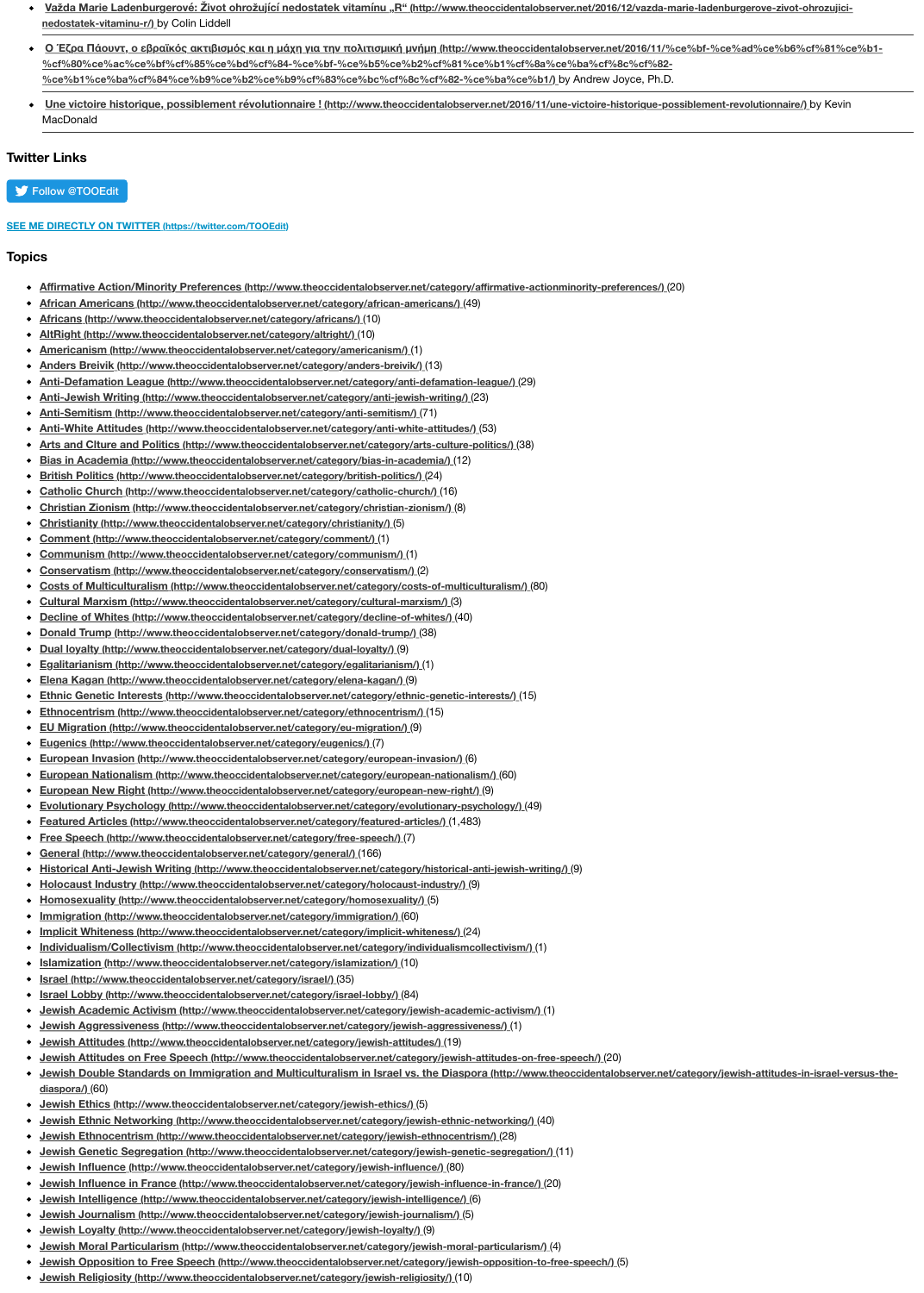- [Vražda Marie Ladenburgerové: Život ohrožující nedostatek vitamínu „R“](http://www.theoccidentalobserver.net/2016/12/vazda-marie-ladenburgerove-zivot-ohrozujici-nedostatek-vitaminu-r/) by Colin Liddell
- [Ο Έζρα Πάουντ, ο εβραϊκός ακτιβισμός και η μάχη για την πολιτισμική μνήμη](http://www.theoccidentalobserver.net/2016/11/%ce%bf-%ce%ad%ce%b6%cf%81%ce%b1-%cf%80%ce%ac%ce%bf%cf%85%ce%bd%cf%84-%ce%bf-%ce%b5%ce%b2%cf%81%ce%b1%cf%8a%ce%ba%cf%8c%cf%82-%ce%b1%ce%ba%cf%84%ce%b9%ce%b2%ce%b9%cf%83%ce%bc%cf%8c%cf%82-%ce%ba%ce%b1/) by Andrew Joyce, Ph.D.
- [Une victoire historique, possiblement révolutionnaire !](http://www.theoccidentalobserver.net/2016/11/une-victoire-historique-possiblement-revolutionnaire/) by Kevin MacDonald

### Twitter Links

Follow @TOOEdit

[SEE ME DIRECTLY ON TWITTER](https://twitter.com/TOOEdit)

### Topics

- [Affirmative Action/Minority Preferences](http://www.theoccidentalobserver.net/category/affirmative-actionminority-preferences/) (20)
- [African Americans](http://www.theoccidentalobserver.net/category/african-americans/) (49)
- [Africans](http://www.theoccidentalobserver.net/category/africans/) (10)
- [AltRight](http://www.theoccidentalobserver.net/category/altright/) (10)
- [Americanism](http://www.theoccidentalobserver.net/category/americanism/) (1)
- [Anders Breivik](http://www.theoccidentalobserver.net/category/anders-breivik/) (13)
- [Anti-Defamation League](http://www.theoccidentalobserver.net/category/anti-defamation-league/) (29)
- [Anti-Jewish Writing](http://www.theoccidentalobserver.net/category/anti-jewish-writing/) (23)
- [Anti-Semitism](http://www.theoccidentalobserver.net/category/anti-semitism/) (71)
- [Anti-White Attitudes](http://www.theoccidentalobserver.net/category/anti-white-attitudes/) (53)
- [Arts and Clture and Politics](http://www.theoccidentalobserver.net/category/arts-culture-politics/) (38)
- [Bias in Academia](http://www.theoccidentalobserver.net/category/bias-in-academia/) (12)
- [British Politics](http://www.theoccidentalobserver.net/category/british-politics/) (24)
- [Catholic Church](http://www.theoccidentalobserver.net/category/catholic-church/) (16)
- [Christian Zionism](http://www.theoccidentalobserver.net/category/christian-zionism/) (8)
- [Christianity](http://www.theoccidentalobserver.net/category/christianity/) (5)
- [Comment](http://www.theoccidentalobserver.net/category/comment/) (1)
- [Communism](http://www.theoccidentalobserver.net/category/communism/) (1)
- [Conservatism](http://www.theoccidentalobserver.net/category/conservatism/) (2)
- [Costs of Multiculturalism](http://www.theoccidentalobserver.net/category/costs-of-multiculturalism/) (80)
- [Cultural Marxism](http://www.theoccidentalobserver.net/category/cultural-marxism/) (3)
- [Decline of Whites](http://www.theoccidentalobserver.net/category/decline-of-whites/) (40)
- [Donald Trump](http://www.theoccidentalobserver.net/category/donald-trump/) (38)
- [Dual loyalty](http://www.theoccidentalobserver.net/category/dual-loyalty/) (9)
- [Egalitarianism](http://www.theoccidentalobserver.net/category/egalitarianism/) (1)
- [Elena Kagan](http://www.theoccidentalobserver.net/category/elena-kagan/) (9)
- [Ethnic Genetic Interests](http://www.theoccidentalobserver.net/category/ethnic-genetic-interests/) (15)
- [Ethnocentrism](http://www.theoccidentalobserver.net/category/ethnocentrism/) (15)
- [EU Migration](http://www.theoccidentalobserver.net/category/eu-migration/) (9)
- [Eugenics](http://www.theoccidentalobserver.net/category/eugenics/) (7)
- [European Invasion](http://www.theoccidentalobserver.net/category/european-invasion/) (6)
- [European Nationalism](http://www.theoccidentalobserver.net/category/european-nationalism/) (60)
- [European New Right](http://www.theoccidentalobserver.net/category/european-new-right/) (9)
- [Evolutionary Psychology](http://www.theoccidentalobserver.net/category/evolutionary-psychology/) (49)
- [Featured Articles](http://www.theoccidentalobserver.net/category/featured-articles/) (1,483)
- [Free Speech](http://www.theoccidentalobserver.net/category/free-speech/) (7)
- [General](http://www.theoccidentalobserver.net/category/general/) (166)
- [Historical Anti-Jewish Writing](http://www.theoccidentalobserver.net/category/historical-anti-jewish-writing/) (9)
- [Holocaust Industry](http://www.theoccidentalobserver.net/category/holocaust-industry/) (9)
- [Homosexuality](http://www.theoccidentalobserver.net/category/homosexuality/) (5)
- [Immigration](http://www.theoccidentalobserver.net/category/immigration/) (60)
- [Implicit Whiteness](http://www.theoccidentalobserver.net/category/implicit-whiteness/) (24)
- [Individualism/Collectivism](http://www.theoccidentalobserver.net/category/individualismcollectivism/) (1)
- [Islamization](http://www.theoccidentalobserver.net/category/islamization/) (10)
- [Israel](http://www.theoccidentalobserver.net/category/israel/) (35)
- [Israel Lobby](http://www.theoccidentalobserver.net/category/israel-lobby/) (84)
- [Jewish Academic Activism](http://www.theoccidentalobserver.net/category/jewish-academic-activism/) (1)
- [Jewish Aggressiveness](http://www.theoccidentalobserver.net/category/jewish-aggressiveness/) (1)
- [Jewish Attitudes](http://www.theoccidentalobserver.net/category/jewish-attitudes/) (19)
- [Jewish Attitudes on Free Speech](http://www.theoccidentalobserver.net/category/jewish-attitudes-on-free-speech/) (20)
- [Jewish Double Standards on Immigration and Multiculturalism in Israel vs. the Diaspora](http://www.theoccidentalobserver.net/category/jewish-attitudes-in-israel-versus-the-diaspora/) (60)
- [Jewish Ethics](http://www.theoccidentalobserver.net/category/jewish-ethics/) (5)
- [Jewish Ethnic Networking](http://www.theoccidentalobserver.net/category/jewish-ethnic-networking/) (40)
- [Jewish Ethnocentrism](http://www.theoccidentalobserver.net/category/jewish-ethnocentrism/) (28)
- [Jewish Genetic Segregation](http://www.theoccidentalobserver.net/category/jewish-genetic-segregation/) (11)
- [Jewish Influence](http://www.theoccidentalobserver.net/category/jewish-influence/) (80)
- [Jewish Influence in France](http://www.theoccidentalobserver.net/category/jewish-influence-in-france/) (20)
- [Jewish Intelligence](http://www.theoccidentalobserver.net/category/jewish-intelligence/) (6)
- [Jewish Journalism](http://www.theoccidentalobserver.net/category/jewish-journalism/) (5)
- [Jewish Loyalty](http://www.theoccidentalobserver.net/category/jewish-loyalty/) (9)
- [Jewish Moral Particularism](http://www.theoccidentalobserver.net/category/jewish-moral-particularism/) (4)
- [Jewish Opposition to Free Speech](http://www.theoccidentalobserver.net/category/jewish-opposition-to-free-speech/) (5)
- [Jewish Religiosity](http://www.theoccidentalobserver.net/category/jewish-religiosity/) (10)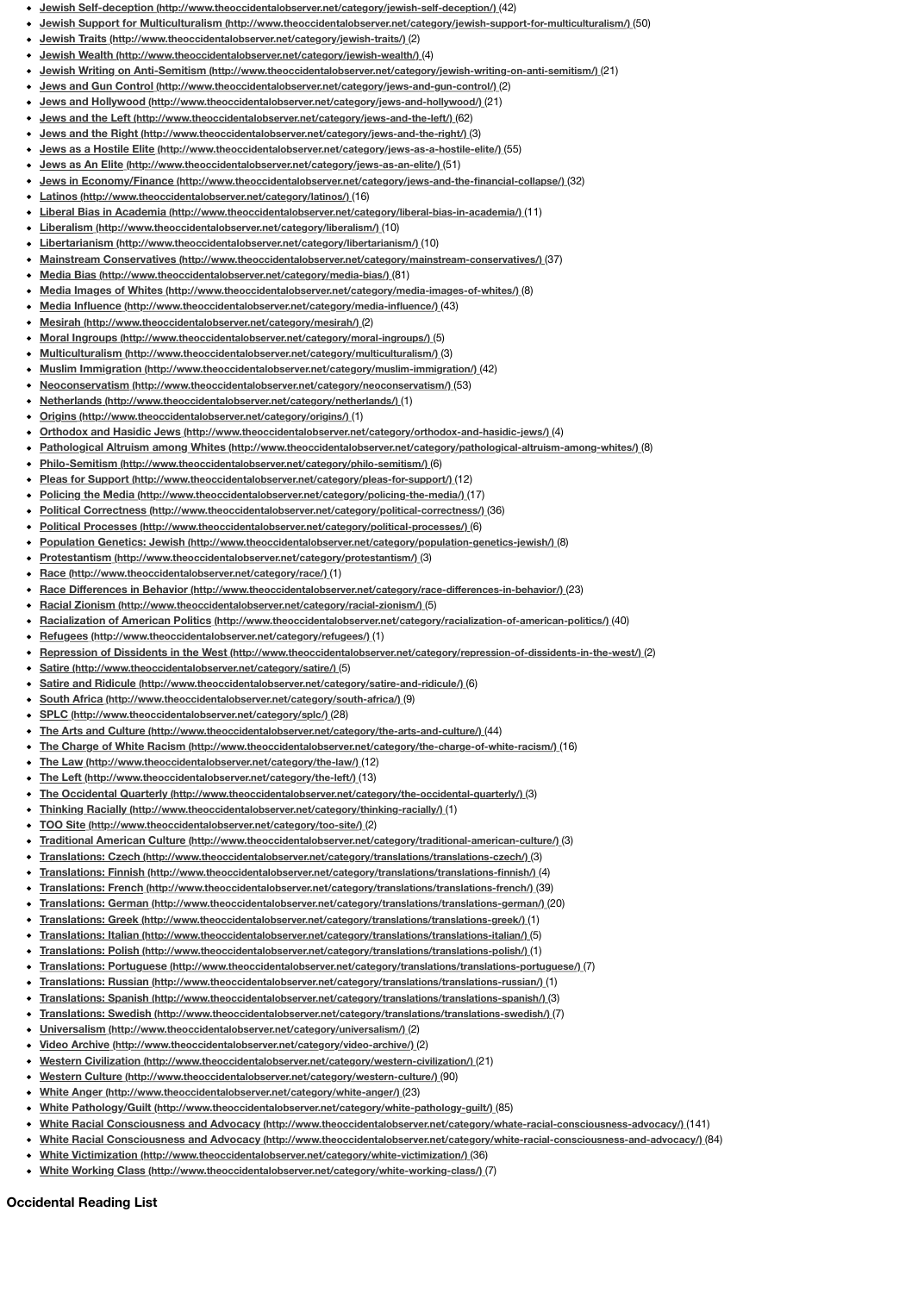- **Jewish Self-deception** (http://www.theoccidentalobserver.net/category/jewish-self-deception/) (42)
- **Jewish Support for Multiculturalism** (http://www.theoccidentalobserver.net/category/jewish-support-for-multiculturalism/) (50)
- **Jewish Traits** (http://www.theoccidentalobserver.net/category/jewish-traits/) (2)
- **Jewish Wealth** (http://www.theoccidentalobserver.net/category/jewish-wealth/) (4)
- **Jewish Writing on Anti-Semitism** (http://www.theoccidentalobserver.net/category/jewish-writing-on-anti-semitism/) (21)
- **Jews and Gun Control** (http://www.theoccidentalobserver.net/category/jews-and-gun-control/) (2)
- **Jews and Hollywood** (http://www.theoccidentalobserver.net/category/jews-and-hollywood/) (21)
- **Jews and the Left** (http://www.theoccidentalobserver.net/category/jews-and-the-left/) (62)
- **Jews and the Right** (http://www.theoccidentalobserver.net/category/jews-and-the-right/) (3)
- **Jews as a Hostile Elite** (http://www.theoccidentalobserver.net/category/jews-as-a-hostile-elite/) (55)
- **Jews as An Elite** (http://www.theoccidentalobserver.net/category/jews-as-an-elite/) (51)
- **Jews in Economy/Finance** (http://www.theoccidentalobserver.net/category/jews-and-the-financial-collapse/) (32)
- **Latinos** (http://www.theoccidentalobserver.net/category/latinos/) (16)
- **Liberal Bias in Academia** (http://www.theoccidentalobserver.net/category/liberal-bias-in-academia/) (11)
- **Liberalism** (http://www.theoccidentalobserver.net/category/liberalism/) (10)
- **Libertarianism** (http://www.theoccidentalobserver.net/category/libertarianism/) (10)
- **Mainstream Conservatives** (http://www.theoccidentalobserver.net/category/mainstream-conservatives/) (37)
- **Media Bias** (http://www.theoccidentalobserver.net/category/media-bias/) (81)
- **Media Images of Whites** (http://www.theoccidentalobserver.net/category/media-images-of-whites/) (8)
- **Media Influence** (http://www.theoccidentalobserver.net/category/media-influence/) (43)
- **Mesirah** (http://www.theoccidentalobserver.net/category/mesirah/) (2)
- **Moral Ingroups** (http://www.theoccidentalobserver.net/category/moral-ingroups/) (5)
- **Multiculturalism** (http://www.theoccidentalobserver.net/category/multiculturalism/) (3)
- **Muslim Immigration** (http://www.theoccidentalobserver.net/category/muslim-immigration/) (42)
- **Neoconservatism** (http://www.theoccidentalobserver.net/category/neoconservatism/) (53)
- **Netherlands** (http://www.theoccidentalobserver.net/category/netherlands/) (1)
- **Origins** (http://www.theoccidentalobserver.net/category/origins/) (1)
- **Orthodox and Hasidic Jews** (http://www.theoccidentalobserver.net/category/orthodox-and-hasidic-jews/) (4)
- **Pathological Altruism among Whites** (http://www.theoccidentalobserver.net/category/pathological-altruism-among-whites/) (8)
- **Philo-Semitism** (http://www.theoccidentalobserver.net/category/philo-semitism/) (6)
- **Pleas for Support** (http://www.theoccidentalobserver.net/category/pleas-for-support/) (12)
- **Policing the Media** (http://www.theoccidentalobserver.net/category/policing-the-media/) (17)
- **Political Correctness** (http://www.theoccidentalobserver.net/category/political-correctness/) (36)
- **Political Processes** (http://www.theoccidentalobserver.net/category/political-processes/) (6)
- **Population Genetics: Jewish** (http://www.theoccidentalobserver.net/category/population-genetics-jewish/) (8)
- **Protestantism** (http://www.theoccidentalobserver.net/category/protestantism/) (3)
- **Race** (http://www.theoccidentalobserver.net/category/race/) (1)
- **Race Differences in Behavior** (http://www.theoccidentalobserver.net/category/race-differences-in-behavior/) (23)
- **Racial Zionism** (http://www.theoccidentalobserver.net/category/racial-zionism/) (5)
- **Racialization of American Politics** (http://www.theoccidentalobserver.net/category/racialization-of-american-politics/) (40)
- **Refugees** (http://www.theoccidentalobserver.net/category/refugees/) (1)
- **Repression of Dissidents in the West** (http://www.theoccidentalobserver.net/category/repression-of-dissidents-in-the-west/) (2)
- **Satire** (http://www.theoccidentalobserver.net/category/satire/) (5)
- **Satire and Ridicule** (http://www.theoccidentalobserver.net/category/satire-and-ridicule/) (6)
- **South Africa** (http://www.theoccidentalobserver.net/category/south-africa/) (9)
- **SPLC** (http://www.theoccidentalobserver.net/category/splc/) (28)
- **The Arts and Culture** (http://www.theoccidentalobserver.net/category/the-arts-and-culture/) (44)
- **The Charge of White Racism** (http://www.theoccidentalobserver.net/category/the-charge-of-white-racism/) (16)
- **The Law** (http://www.theoccidentalobserver.net/category/the-law/) (12)
- **The Left** (http://www.theoccidentalobserver.net/category/the-left/) (13)
- **The Occidental Quarterly** (http://www.theoccidentalobserver.net/category/the-occidental-quarterly/) (3)
- **Thinking Racially** (http://www.theoccidentalobserver.net/category/thinking-racially/) (1)
- **TOO Site** (http://www.theoccidentalobserver.net/category/too-site/) (2)
- **Traditional American Culture** (http://www.theoccidentalobserver.net/category/traditional-american-culture/) (3)
- **Translations: Czech** (http://www.theoccidentalobserver.net/category/translations/translations-czech/) (3)
- **Translations: Finnish** (http://www.theoccidentalobserver.net/category/translations/translations-finnish/) (4)
- **Translations: French** (http://www.theoccidentalobserver.net/category/translations/translations-french/) (39)
- **Translations: German** (http://www.theoccidentalobserver.net/category/translations/translations-german/) (20)
- **Translations: Greek** (http://www.theoccidentalobserver.net/category/translations/translations-greek/) (1)
- **Translations: Italian** (http://www.theoccidentalobserver.net/category/translations/translations-italian/) (5)
- **Translations: Polish** (http://www.theoccidentalobserver.net/category/translations/translations-polish/) (1)
- **Translations: Portuguese** (http://www.theoccidentalobserver.net/category/translations/translations-portuguese/) (7)
- **Translations: Russian** (http://www.theoccidentalobserver.net/category/translations/translations-russian/) (1)
- **Translations: Spanish** (http://www.theoccidentalobserver.net/category/translations/translations-spanish/) (3)
- **Translations: Swedish** (http://www.theoccidentalobserver.net/category/translations/translations-swedish/) (7)
- **Universalism** (http://www.theoccidentalobserver.net/category/universalism/) (2)
- **Video Archive** (http://www.theoccidentalobserver.net/category/video-archive/) (2)
- **Western Civilization** (http://www.theoccidentalobserver.net/category/western-civilization/) (21)
- **Western Culture** (http://www.theoccidentalobserver.net/category/western-culture/) (90)
- **White Anger** (http://www.theoccidentalobserver.net/category/white-anger/) (23)
- **White Pathology/Guilt** (http://www.theoccidentalobserver.net/category/white-pathology-guilt/) (85)
- **White Racial Consciousness and Advocacy** (http://www.theoccidentalobserver.net/category/whate-racial-consciousness-advocacy/) (141)
- **White Racial Consciousness and Advocacy** (http://www.theoccidentalobserver.net/category/white-racial-consciousness-and-advocacy/) (84)
- **White Victimization** (http://www.theoccidentalobserver.net/category/white-victimization/) (36)
- **White Working Class** (http://www.theoccidentalobserver.net/category/white-working-class/) (7)

### Occidental Reading List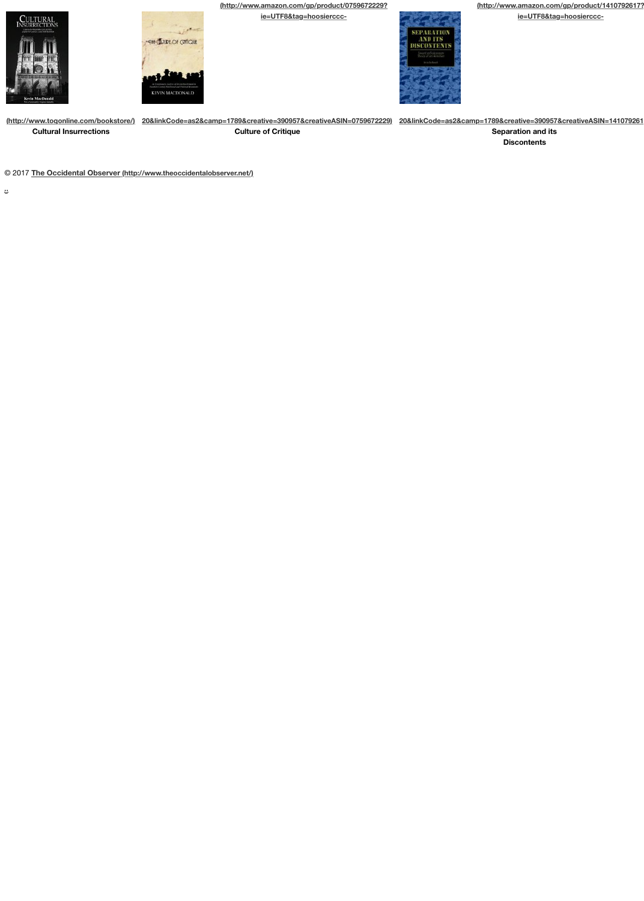(http://www.amazon.com/gp/product/0759672229?ie=UTF8&tag=hoosierccc-20&linkCode=as2&camp=1789&creative=390957&creativeASIN=0759672229)

(http://www.amazon.com/gp/product/1410792617?ie=UTF8&tag=hoosierccc-20&linkCode=as2&camp=1789&creative=390957&creativeASIN=141079261

(http://www.toqonline.com/bookstore/)

**Cultural Insurrections**

**Culture of Critique**

**Separation and its Discontents**

© 2017 The Occidental Observer (http://www.theoccidentalobserver.net/)